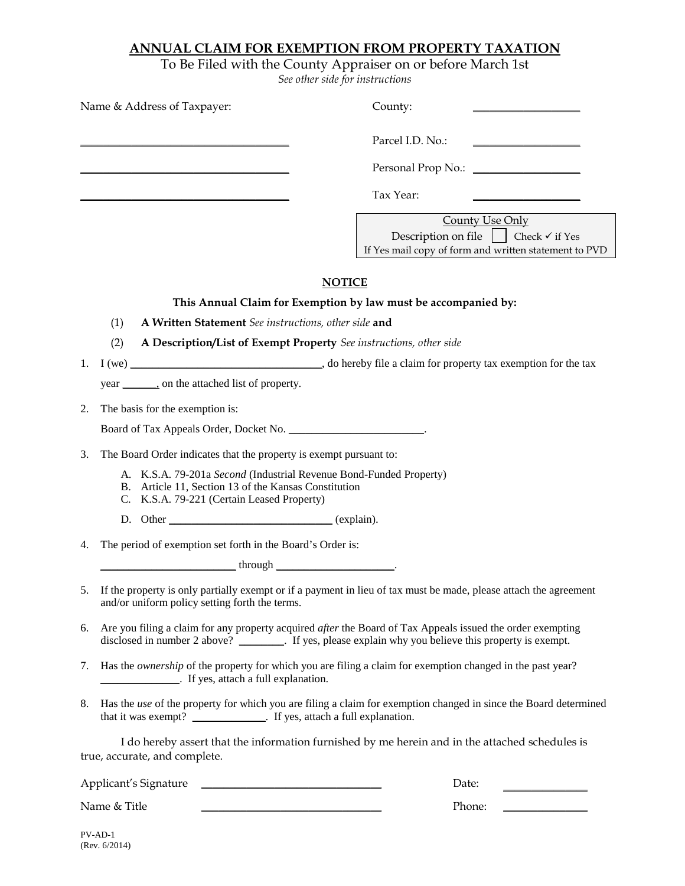# ANNUAL CLAIM FOR EXEMPTION FROM PROPERTY TAXATION

To Be Filed with the County Appraiser on or before March 1st

*See other side for instructions*

Name & Address of Taxpayer:

___________________________________

___________________________________

___________________________________

County: __________________

Parcel I.D. No.: __________________

Personal Prop No.: __________________

Tax Year: __________________

| County Use Only |
|---|
| Description on file ☐ Check ✓ if Yes |
| If Yes mail copy of form and written statement to PVD |

## NOTICE

**This Annual Claim for Exemption by law must be accompanied by:**

(1) **A Written Statement** *See instructions, other side* **and**

(2) **A Description/List of Exempt Property** *See instructions, other side*

1. I (we) _________________________________, do hereby file a claim for property tax exemption for the tax year ______, on the attached list of property.

2. The basis for the exemption is:

   Board of Tax Appeals Order, Docket No. ________________________.

3. The Board Order indicates that the property is exempt pursuant to:

   A. K.S.A. 79-201a *Second* (Industrial Revenue Bond-Funded Property)
   B. Article 11, Section 13 of the Kansas Constitution
   C. K.S.A. 79-221 (Certain Leased Property)
   D. Other _____________________________ (explain).

4. The period of exemption set forth in the Board's Order is:

   _______________________ through ____________________.

5. If the property is only partially exempt or if a payment in lieu of tax must be made, please attach the agreement and/or uniform policy setting forth the terms.

6. Are you filing a claim for any property acquired *after* the Board of Tax Appeals issued the order exempting disclosed in number 2 above? ________. If yes, please explain why you believe this property is exempt.

7. Has the *ownership* of the property for which you are filing a claim for exemption changed in the past year? _____________. If yes, attach a full explanation.

8. Has the *use* of the property for which you are filing a claim for exemption changed in since the Board determined that it was exempt? ____________. If yes, attach a full explanation.

I do hereby assert that the information furnished by me herein and in the attached schedules is true, accurate, and complete.

Applicant's Signature _______________________________ Date: ______________

Name & Title _______________________________ Phone: ______________

PV-AD-1
(Rev. 6/2014)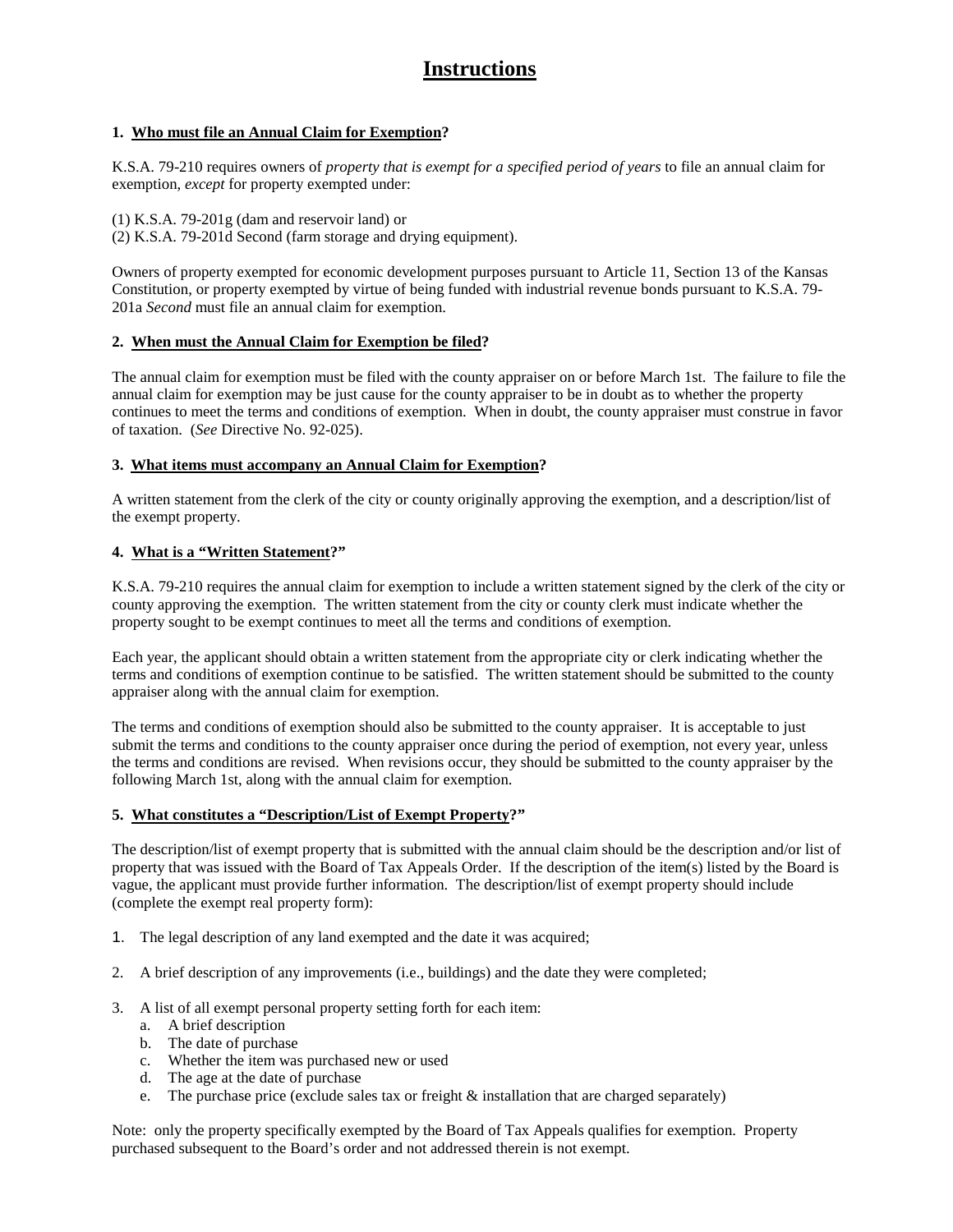# Instructions

**1. Who must file an Annual Claim for Exemption?**

K.S.A. 79-210 requires owners of *property that is exempt for a specified period of years* to file an annual claim for exemption, *except* for property exempted under:

(1) K.S.A. 79-201g (dam and reservoir land) or
(2) K.S.A. 79-201d Second (farm storage and drying equipment).

Owners of property exempted for economic development purposes pursuant to Article 11, Section 13 of the Kansas Constitution, or property exempted by virtue of being funded with industrial revenue bonds pursuant to K.S.A. 79-201a *Second* must file an annual claim for exemption.

**2. When must the Annual Claim for Exemption be filed?**

The annual claim for exemption must be filed with the county appraiser on or before March 1st. The failure to file the annual claim for exemption may be just cause for the county appraiser to be in doubt as to whether the property continues to meet the terms and conditions of exemption. When in doubt, the county appraiser must construe in favor of taxation. (*See* Directive No. 92-025).

**3. What items must accompany an Annual Claim for Exemption?**

A written statement from the clerk of the city or county originally approving the exemption, and a description/list of the exempt property.

**4. What is a "Written Statement?"**

K.S.A. 79-210 requires the annual claim for exemption to include a written statement signed by the clerk of the city or county approving the exemption. The written statement from the city or county clerk must indicate whether the property sought to be exempt continues to meet all the terms and conditions of exemption.

Each year, the applicant should obtain a written statement from the appropriate city or clerk indicating whether the terms and conditions of exemption continue to be satisfied. The written statement should be submitted to the county appraiser along with the annual claim for exemption.

The terms and conditions of exemption should also be submitted to the county appraiser. It is acceptable to just submit the terms and conditions to the county appraiser once during the period of exemption, not every year, unless the terms and conditions are revised. When revisions occur, they should be submitted to the county appraiser by the following March 1st, along with the annual claim for exemption.

**5. What constitutes a "Description/List of Exempt Property?"**

The description/list of exempt property that is submitted with the annual claim should be the description and/or list of property that was issued with the Board of Tax Appeals Order. If the description of the item(s) listed by the Board is vague, the applicant must provide further information. The description/list of exempt property should include (complete the exempt real property form):

1. The legal description of any land exempted and the date it was acquired;
2. A brief description of any improvements (i.e., buildings) and the date they were completed;
3. A list of all exempt personal property setting forth for each item:
   a. A brief description
   b. The date of purchase
   c. Whether the item was purchased new or used
   d. The age at the date of purchase
   e. The purchase price (exclude sales tax or freight & installation that are charged separately)

Note: only the property specifically exempted by the Board of Tax Appeals qualifies for exemption. Property purchased subsequent to the Board's order and not addressed therein is not exempt.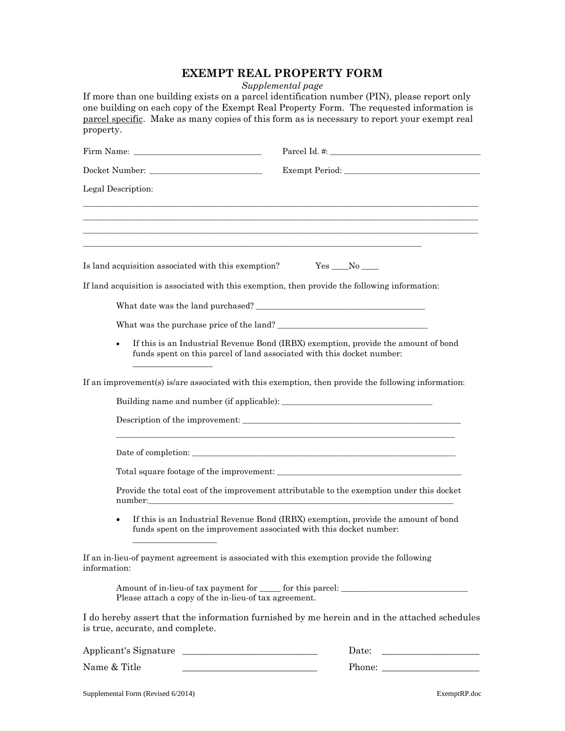# EXEMPT REAL PROPERTY FORM

*Supplemental page*

If more than one building exists on a parcel identification number (PIN), please report only one building on each copy of the Exempt Real Property Form. The requested information is parcel specific. Make as many copies of this form as is necessary to report your exempt real property.

Firm Name: ______________________________ Parcel Id. #: ____________________________________

Docket Number: ___________________________ Exempt Period: ________________________________

Legal Description:

_______________________________________________________________________________________________

_______________________________________________________________________________________________

_______________________________________________________________________________________________

_______________________________________________________________________________

Is land acquisition associated with this exemption? Yes ____No ____

If land acquisition is associated with this exemption, then provide the following information:

What date was the land purchased? ________________________________________

What was the purchase price of the land? ___________________________________

- If this is an Industrial Revenue Bond (IRBX) exemption, provide the amount of bond funds spent on this parcel of land associated with this docket number: ___________________

If an improvement(s) is/are associated with this exemption, then provide the following information:

Building name and number (if applicable): ____________________________________

Description of the improvement: ______________________________________________________
__________________________________________________________________________________

Date of completion: ________________________________________________________________

Total square footage of the improvement: _____________________________________________

Provide the total cost of the improvement attributable to the exemption under this docket number:__________________________________________________________________________

- If this is an Industrial Revenue Bond (IRBX) exemption, provide the amount of bond funds spent on the improvement associated with this docket number: ____________________

If an in-lieu-of payment agreement is associated with this exemption provide the following information:

Amount of in-lieu-of tax payment for _____ for this parcel: ______________________________
Please attach a copy of the in-lieu-of tax agreement.

I do hereby assert that the information furnished by me herein and in the attached schedules is true, accurate, and complete.

Applicant's Signature _____________________________ Date: _____________________

Name & Title _____________________________ Phone: _____________________

Supplemental Form (Revised 6/2014) ExemptRP.doc